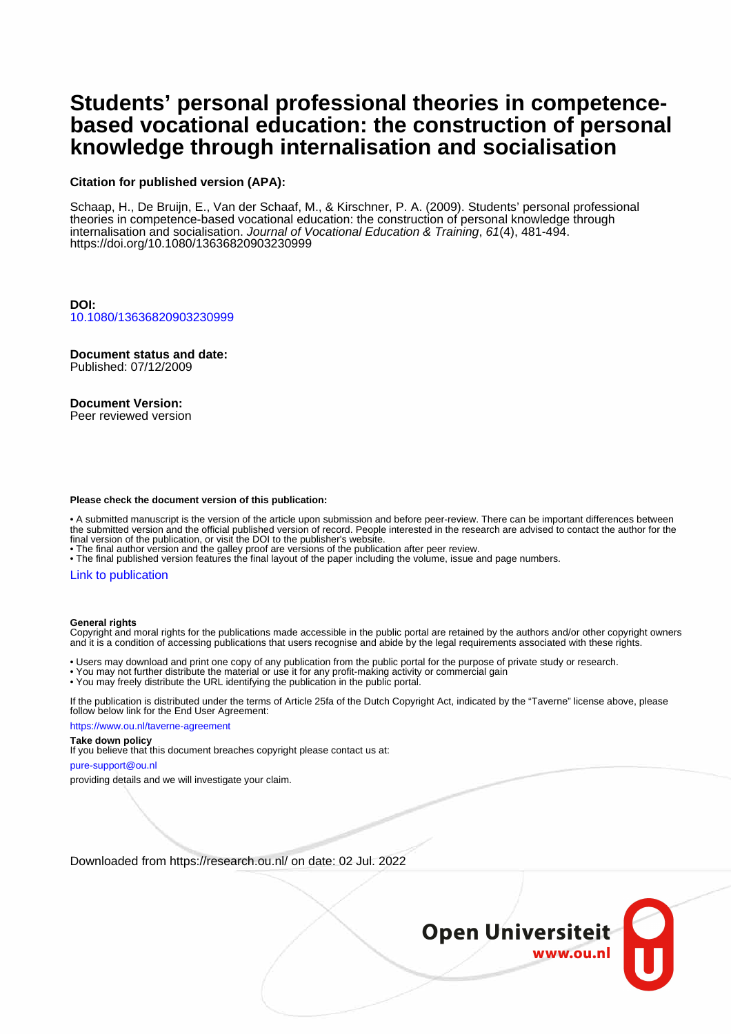# Students' personal professional theories in competence-based vocational education: the construction of personal knowledge through internalisation and socialisation

**Citation for published version (APA):**

Schaap, H., De Bruijn, E., Van der Schaaf, M., & Kirschner, P. A. (2009). Students' personal professional theories in competence-based vocational education: the construction of personal knowledge through internalisation and socialisation. *Journal of Vocational Education & Training*, *61*(4), 481-494. https://doi.org/10.1080/13636820903230999

**DOI:**
10.1080/13636820903230999

**Document status and date:**
Published: 07/12/2009

**Document Version:**
Peer reviewed version

**Please check the document version of this publication:**

• A submitted manuscript is the version of the article upon submission and before peer-review. There can be important differences between the submitted version and the official published version of record. People interested in the research are advised to contact the author for the final version of the publication, or visit the DOI to the publisher's website.
• The final author version and the galley proof are versions of the publication after peer review.
• The final published version features the final layout of the paper including the volume, issue and page numbers.

Link to publication

**General rights**
Copyright and moral rights for the publications made accessible in the public portal are retained by the authors and/or other copyright owners and it is a condition of accessing publications that users recognise and abide by the legal requirements associated with these rights.

• Users may download and print one copy of any publication from the public portal for the purpose of private study or research.
• You may not further distribute the material or use it for any profit-making activity or commercial gain
• You may freely distribute the URL identifying the publication in the public portal.

If the publication is distributed under the terms of Article 25fa of the Dutch Copyright Act, indicated by the "Taverne" license above, please follow below link for the End User Agreement:

https://www.ou.nl/taverne-agreement

**Take down policy**
If you believe that this document breaches copyright please contact us at:

pure-support@ou.nl

providing details and we will investigate your claim.

Downloaded from https://research.ou.nl/ on date: 02 Jul. 2022

Open Universiteit
www.ou.nl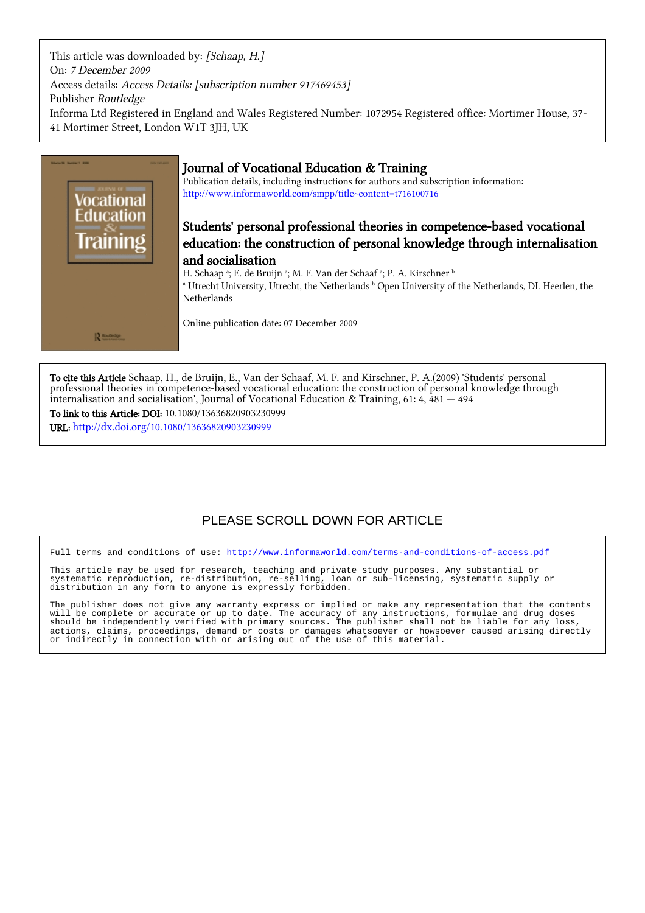This article was downloaded by: *[Schaap, H.]*
On: *7 December 2009*
Access details: *Access Details: [subscription number 917469453]*
Publisher *Routledge*
Informa Ltd Registered in England and Wales Registered Number: 1072954 Registered office: Mortimer House, 37-41 Mortimer Street, London W1T 3JH, UK

# Journal of Vocational Education & Training

Publication details, including instructions for authors and subscription information:
http://www.informaworld.com/smpp/title~content=t716100716

## Students' personal professional theories in competence-based vocational education: the construction of personal knowledge through internalisation and socialisation

H. Schaap [a]; E. de Bruijn [a]; M. F. Van der Schaaf [a]; P. A. Kirschner [b]

[a] Utrecht University, Utrecht, the Netherlands [b] Open University of the Netherlands, DL Heerlen, the Netherlands

Online publication date: 07 December 2009

**To cite this Article** Schaap, H., de Bruijn, E., Van der Schaaf, M. F. and Kirschner, P. A.(2009) 'Students' personal professional theories in competence-based vocational education: the construction of personal knowledge through internalisation and socialisation', Journal of Vocational Education & Training, 61: 4, 481 — 494

**To link to this Article: DOI:** 10.1080/13636820903230999

**URL:** http://dx.doi.org/10.1080/13636820903230999

PLEASE SCROLL DOWN FOR ARTICLE

Full terms and conditions of use: http://www.informaworld.com/terms-and-conditions-of-access.pdf

This article may be used for research, teaching and private study purposes. Any substantial or systematic reproduction, re-distribution, re-selling, loan or sub-licensing, systematic supply or distribution in any form to anyone is expressly forbidden.

The publisher does not give any warranty express or implied or make any representation that the contents will be complete or accurate or up to date. The accuracy of any instructions, formulae and drug doses should be independently verified with primary sources. The publisher shall not be liable for any loss, actions, claims, proceedings, demand or costs or damages whatsoever or howsoever caused arising directly or indirectly in connection with or arising out of the use of this material.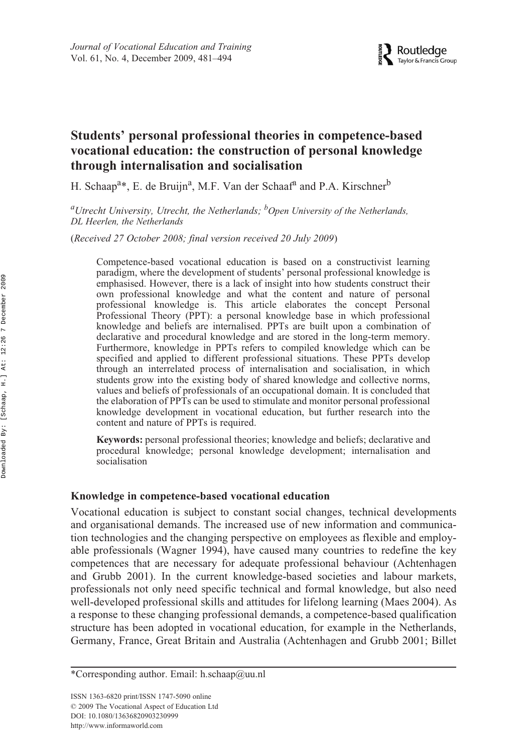# Students' personal professional theories in competence-based vocational education: the construction of personal knowledge through internalisation and socialisation

H. Schaap[a]*, E. de Bruijn[a], M.F. Van der Schaaf[a] and P.A. Kirschner[b]

[a]*Utrecht University, Utrecht, the Netherlands;* [b]*Open University of the Netherlands, DL Heerlen, the Netherlands*

(*Received 27 October 2008; final version received 20 July 2009*)

Competence-based vocational education is based on a constructivist learning paradigm, where the development of students' personal professional knowledge is emphasised. However, there is a lack of insight into how students construct their own professional knowledge and what the content and nature of personal professional knowledge is. This article elaborates the concept Personal Professional Theory (PPT): a personal knowledge base in which professional knowledge and beliefs are internalised. PPTs are built upon a combination of declarative and procedural knowledge and are stored in the long-term memory. Furthermore, knowledge in PPTs refers to compiled knowledge which can be specified and applied to different professional situations. These PPTs develop through an interrelated process of internalisation and socialisation, in which students grow into the existing body of shared knowledge and collective norms, values and beliefs of professionals of an occupational domain. It is concluded that the elaboration of PPTs can be used to stimulate and monitor personal professional knowledge development in vocational education, but further research into the content and nature of PPTs is required.

**Keywords:** personal professional theories; knowledge and beliefs; declarative and procedural knowledge; personal knowledge development; internalisation and socialisation

## Knowledge in competence-based vocational education

Vocational education is subject to constant social changes, technical developments and organisational demands. The increased use of new information and communication technologies and the changing perspective on employees as flexible and employable professionals (Wagner 1994), have caused many countries to redefine the key competences that are necessary for adequate professional behaviour (Achtenhagen and Grubb 2001). In the current knowledge-based societies and labour markets, professionals not only need specific technical and formal knowledge, but also need well-developed professional skills and attitudes for lifelong learning (Maes 2004). As a response to these changing professional demands, a competence-based qualification structure has been adopted in vocational education, for example in the Netherlands, Germany, France, Great Britain and Australia (Achtenhagen and Grubb 2001; Billet

*Corresponding author. Email: h.schaap@uu.nl

ISSN 1363-6820 print/ISSN 1747-5090 online
© 2009 The Vocational Aspect of Education Ltd
DOI: 10.1080/13636820903230999
http://www.informaworld.com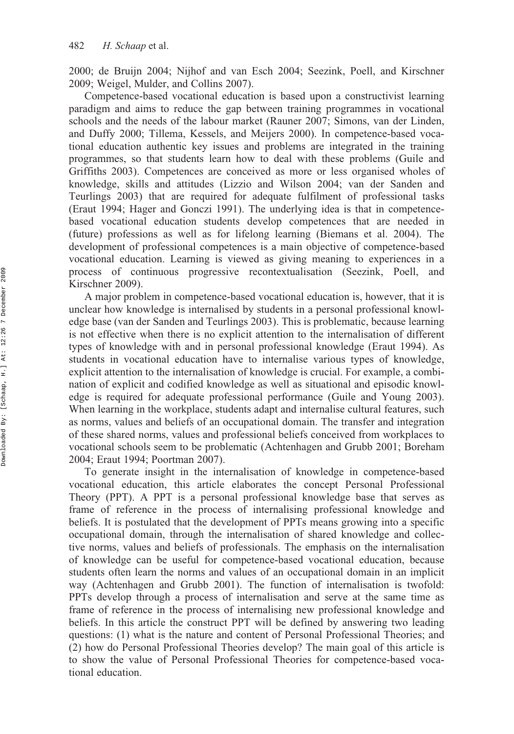2000; de Bruijn 2004; Nijhof and van Esch 2004; Seezink, Poell, and Kirschner 2009; Weigel, Mulder, and Collins 2007).

Competence-based vocational education is based upon a constructivist learning paradigm and aims to reduce the gap between training programmes in vocational schools and the needs of the labour market (Rauner 2007; Simons, van der Linden, and Duffy 2000; Tillema, Kessels, and Meijers 2000). In competence-based vocational education authentic key issues and problems are integrated in the training programmes, so that students learn how to deal with these problems (Guile and Griffiths 2003). Competences are conceived as more or less organised wholes of knowledge, skills and attitudes (Lizzio and Wilson 2004; van der Sanden and Teurlings 2003) that are required for adequate fulfilment of professional tasks (Eraut 1994; Hager and Gonczi 1991). The underlying idea is that in competence-based vocational education students develop competences that are needed in (future) professions as well as for lifelong learning (Biemans et al. 2004). The development of professional competences is a main objective of competence-based vocational education. Learning is viewed as giving meaning to experiences in a process of continuous progressive recontextualisation (Seezink, Poell, and Kirschner 2009).

A major problem in competence-based vocational education is, however, that it is unclear how knowledge is internalised by students in a personal professional knowledge base (van der Sanden and Teurlings 2003). This is problematic, because learning is not effective when there is no explicit attention to the internalisation of different types of knowledge with and in personal professional knowledge (Eraut 1994). As students in vocational education have to internalise various types of knowledge, explicit attention to the internalisation of knowledge is crucial. For example, a combination of explicit and codified knowledge as well as situational and episodic knowledge is required for adequate professional performance (Guile and Young 2003). When learning in the workplace, students adapt and internalise cultural features, such as norms, values and beliefs of an occupational domain. The transfer and integration of these shared norms, values and professional beliefs conceived from workplaces to vocational schools seem to be problematic (Achtenhagen and Grubb 2001; Boreham 2004; Eraut 1994; Poortman 2007).

To generate insight in the internalisation of knowledge in competence-based vocational education, this article elaborates the concept Personal Professional Theory (PPT). A PPT is a personal professional knowledge base that serves as frame of reference in the process of internalising professional knowledge and beliefs. It is postulated that the development of PPTs means growing into a specific occupational domain, through the internalisation of shared knowledge and collective norms, values and beliefs of professionals. The emphasis on the internalisation of knowledge can be useful for competence-based vocational education, because students often learn the norms and values of an occupational domain in an implicit way (Achtenhagen and Grubb 2001). The function of internalisation is twofold: PPTs develop through a process of internalisation and serve at the same time as frame of reference in the process of internalising new professional knowledge and beliefs. In this article the construct PPT will be defined by answering two leading questions: (1) what is the nature and content of Personal Professional Theories; and (2) how do Personal Professional Theories develop? The main goal of this article is to show the value of Personal Professional Theories for competence-based vocational education.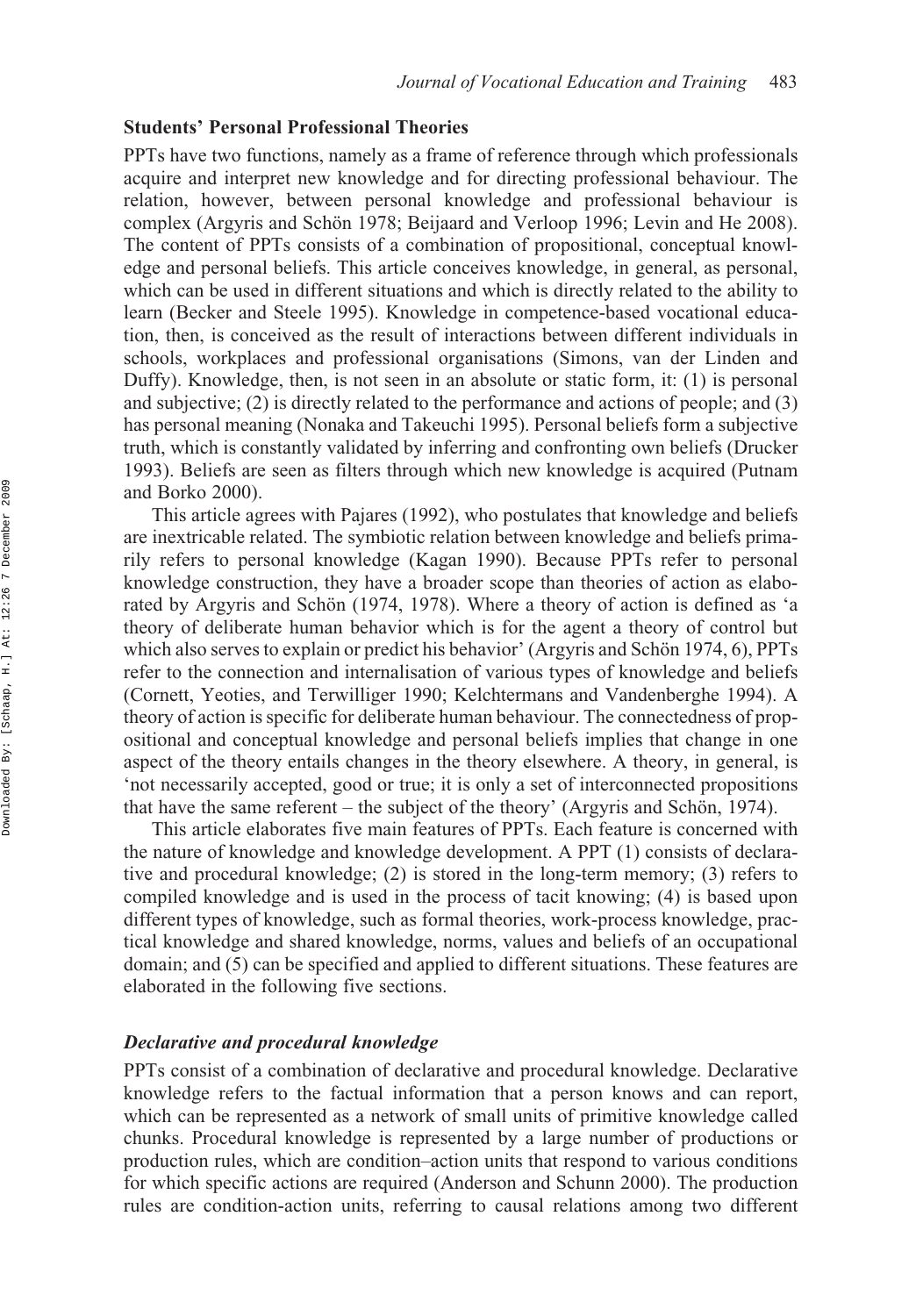## Students' Personal Professional Theories

PPTs have two functions, namely as a frame of reference through which professionals acquire and interpret new knowledge and for directing professional behaviour. The relation, however, between personal knowledge and professional behaviour is complex (Argyris and Schön 1978; Beijaard and Verloop 1996; Levin and He 2008). The content of PPTs consists of a combination of propositional, conceptual knowledge and personal beliefs. This article conceives knowledge, in general, as personal, which can be used in different situations and which is directly related to the ability to learn (Becker and Steele 1995). Knowledge in competence-based vocational education, then, is conceived as the result of interactions between different individuals in schools, workplaces and professional organisations (Simons, van der Linden and Duffy). Knowledge, then, is not seen in an absolute or static form, it: (1) is personal and subjective; (2) is directly related to the performance and actions of people; and (3) has personal meaning (Nonaka and Takeuchi 1995). Personal beliefs form a subjective truth, which is constantly validated by inferring and confronting own beliefs (Drucker 1993). Beliefs are seen as filters through which new knowledge is acquired (Putnam and Borko 2000).

This article agrees with Pajares (1992), who postulates that knowledge and beliefs are inextricable related. The symbiotic relation between knowledge and beliefs primarily refers to personal knowledge (Kagan 1990). Because PPTs refer to personal knowledge construction, they have a broader scope than theories of action as elaborated by Argyris and Schön (1974, 1978). Where a theory of action is defined as 'a theory of deliberate human behavior which is for the agent a theory of control but which also serves to explain or predict his behavior' (Argyris and Schön 1974, 6), PPTs refer to the connection and internalisation of various types of knowledge and beliefs (Cornett, Yeoties, and Terwilliger 1990; Kelchtermans and Vandenberghe 1994). A theory of action is specific for deliberate human behaviour. The connectedness of propositional and conceptual knowledge and personal beliefs implies that change in one aspect of the theory entails changes in the theory elsewhere. A theory, in general, is 'not necessarily accepted, good or true; it is only a set of interconnected propositions that have the same referent – the subject of the theory' (Argyris and Schön, 1974).

This article elaborates five main features of PPTs. Each feature is concerned with the nature of knowledge and knowledge development. A PPT (1) consists of declarative and procedural knowledge; (2) is stored in the long-term memory; (3) refers to compiled knowledge and is used in the process of tacit knowing; (4) is based upon different types of knowledge, such as formal theories, work-process knowledge, practical knowledge and shared knowledge, norms, values and beliefs of an occupational domain; and (5) can be specified and applied to different situations. These features are elaborated in the following five sections.

### *Declarative and procedural knowledge*

PPTs consist of a combination of declarative and procedural knowledge. Declarative knowledge refers to the factual information that a person knows and can report, which can be represented as a network of small units of primitive knowledge called chunks. Procedural knowledge is represented by a large number of productions or production rules, which are condition–action units that respond to various conditions for which specific actions are required (Anderson and Schunn 2000). The production rules are condition-action units, referring to causal relations among two different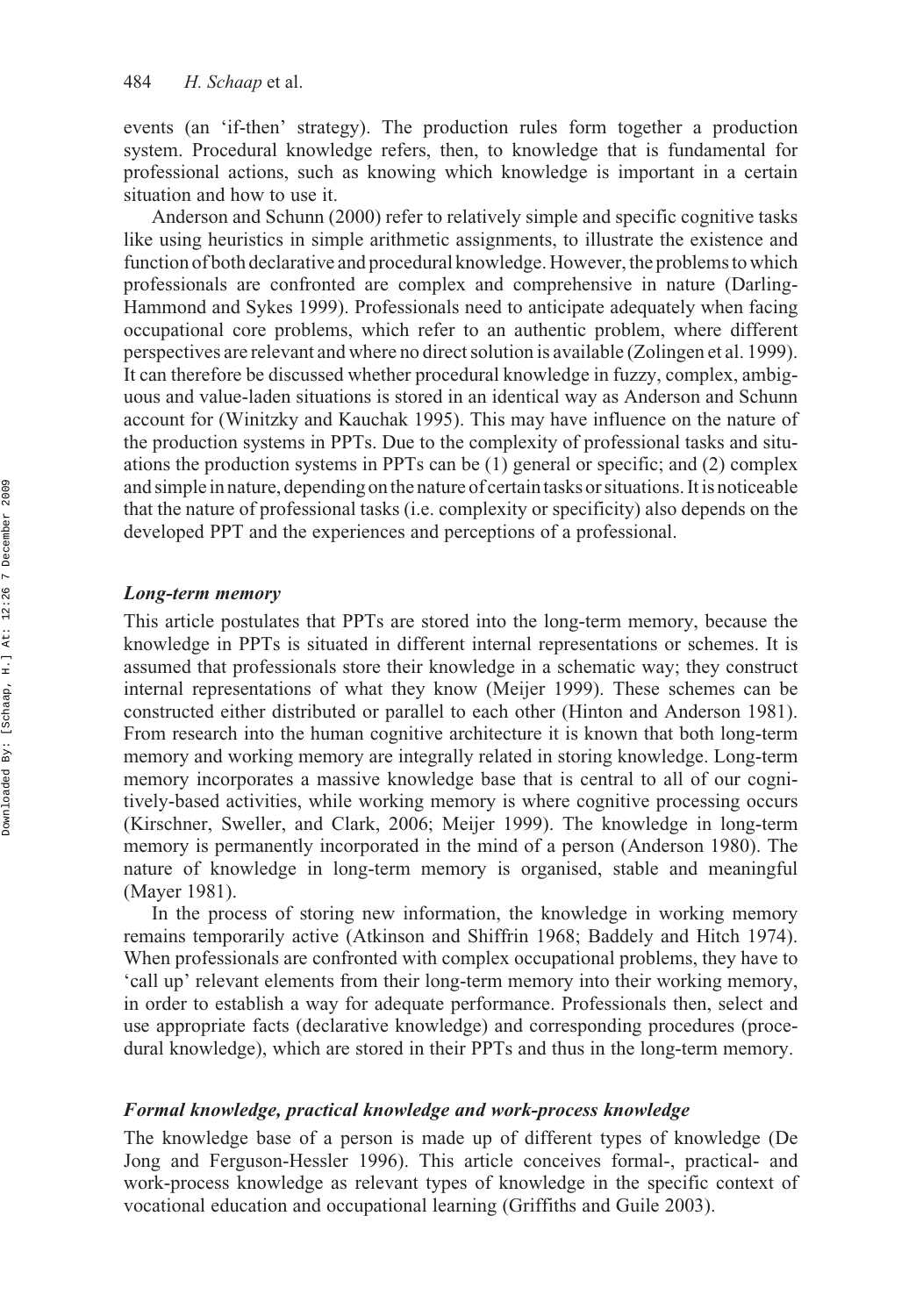events (an 'if-then' strategy). The production rules form together a production system. Procedural knowledge refers, then, to knowledge that is fundamental for professional actions, such as knowing which knowledge is important in a certain situation and how to use it.

Anderson and Schunn (2000) refer to relatively simple and specific cognitive tasks like using heuristics in simple arithmetic assignments, to illustrate the existence and function of both declarative and procedural knowledge. However, the problems to which professionals are confronted are complex and comprehensive in nature (Darling-Hammond and Sykes 1999). Professionals need to anticipate adequately when facing occupational core problems, which refer to an authentic problem, where different perspectives are relevant and where no direct solution is available (Zolingen et al. 1999). It can therefore be discussed whether procedural knowledge in fuzzy, complex, ambiguous and value-laden situations is stored in an identical way as Anderson and Schunn account for (Winitzky and Kauchak 1995). This may have influence on the nature of the production systems in PPTs. Due to the complexity of professional tasks and situations the production systems in PPTs can be (1) general or specific; and (2) complex and simple in nature, depending on the nature of certain tasks or situations. It is noticeable that the nature of professional tasks (i.e. complexity or specificity) also depends on the developed PPT and the experiences and perceptions of a professional.

### *Long-term memory*

This article postulates that PPTs are stored into the long-term memory, because the knowledge in PPTs is situated in different internal representations or schemes. It is assumed that professionals store their knowledge in a schematic way; they construct internal representations of what they know (Meijer 1999). These schemes can be constructed either distributed or parallel to each other (Hinton and Anderson 1981). From research into the human cognitive architecture it is known that both long-term memory and working memory are integrally related in storing knowledge. Long-term memory incorporates a massive knowledge base that is central to all of our cognitively-based activities, while working memory is where cognitive processing occurs (Kirschner, Sweller, and Clark, 2006; Meijer 1999). The knowledge in long-term memory is permanently incorporated in the mind of a person (Anderson 1980). The nature of knowledge in long-term memory is organised, stable and meaningful (Mayer 1981).

In the process of storing new information, the knowledge in working memory remains temporarily active (Atkinson and Shiffrin 1968; Baddely and Hitch 1974). When professionals are confronted with complex occupational problems, they have to 'call up' relevant elements from their long-term memory into their working memory, in order to establish a way for adequate performance. Professionals then, select and use appropriate facts (declarative knowledge) and corresponding procedures (procedural knowledge), which are stored in their PPTs and thus in the long-term memory.

### *Formal knowledge, practical knowledge and work-process knowledge*

The knowledge base of a person is made up of different types of knowledge (De Jong and Ferguson-Hessler 1996). This article conceives formal-, practical- and work-process knowledge as relevant types of knowledge in the specific context of vocational education and occupational learning (Griffiths and Guile 2003).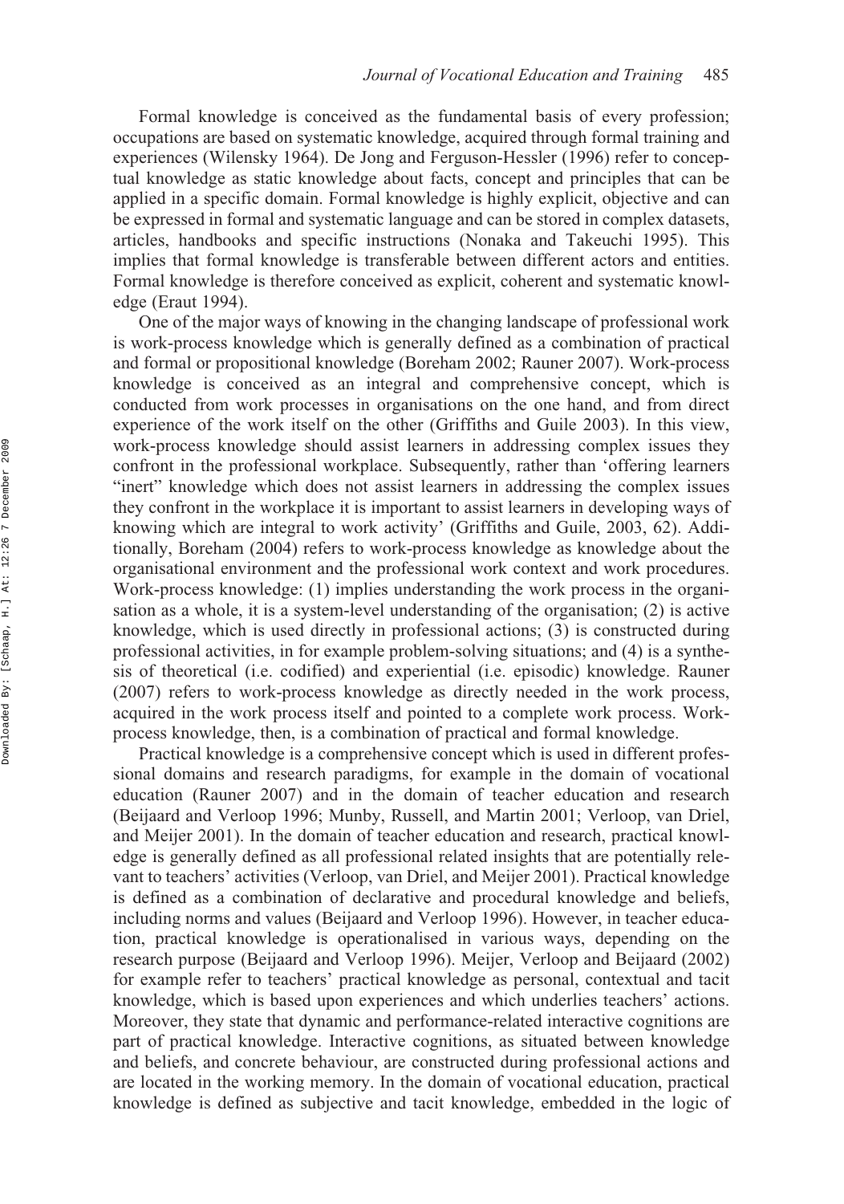Formal knowledge is conceived as the fundamental basis of every profession; occupations are based on systematic knowledge, acquired through formal training and experiences (Wilensky 1964). De Jong and Ferguson-Hessler (1996) refer to conceptual knowledge as static knowledge about facts, concept and principles that can be applied in a specific domain. Formal knowledge is highly explicit, objective and can be expressed in formal and systematic language and can be stored in complex datasets, articles, handbooks and specific instructions (Nonaka and Takeuchi 1995). This implies that formal knowledge is transferable between different actors and entities. Formal knowledge is therefore conceived as explicit, coherent and systematic knowledge (Eraut 1994).

One of the major ways of knowing in the changing landscape of professional work is work-process knowledge which is generally defined as a combination of practical and formal or propositional knowledge (Boreham 2002; Rauner 2007). Work-process knowledge is conceived as an integral and comprehensive concept, which is conducted from work processes in organisations on the one hand, and from direct experience of the work itself on the other (Griffiths and Guile 2003). In this view, work-process knowledge should assist learners in addressing complex issues they confront in the professional workplace. Subsequently, rather than 'offering learners "inert" knowledge which does not assist learners in addressing the complex issues they confront in the workplace it is important to assist learners in developing ways of knowing which are integral to work activity' (Griffiths and Guile, 2003, 62). Additionally, Boreham (2004) refers to work-process knowledge as knowledge about the organisational environment and the professional work context and work procedures. Work-process knowledge: (1) implies understanding the work process in the organisation as a whole, it is a system-level understanding of the organisation; (2) is active knowledge, which is used directly in professional actions; (3) is constructed during professional activities, in for example problem-solving situations; and (4) is a synthesis of theoretical (i.e. codified) and experiential (i.e. episodic) knowledge. Rauner (2007) refers to work-process knowledge as directly needed in the work process, acquired in the work process itself and pointed to a complete work process. Work-process knowledge, then, is a combination of practical and formal knowledge.

Practical knowledge is a comprehensive concept which is used in different professional domains and research paradigms, for example in the domain of vocational education (Rauner 2007) and in the domain of teacher education and research (Beijaard and Verloop 1996; Munby, Russell, and Martin 2001; Verloop, van Driel, and Meijer 2001). In the domain of teacher education and research, practical knowledge is generally defined as all professional related insights that are potentially relevant to teachers' activities (Verloop, van Driel, and Meijer 2001). Practical knowledge is defined as a combination of declarative and procedural knowledge and beliefs, including norms and values (Beijaard and Verloop 1996). However, in teacher education, practical knowledge is operationalised in various ways, depending on the research purpose (Beijaard and Verloop 1996). Meijer, Verloop and Beijaard (2002) for example refer to teachers' practical knowledge as personal, contextual and tacit knowledge, which is based upon experiences and which underlies teachers' actions. Moreover, they state that dynamic and performance-related interactive cognitions are part of practical knowledge. Interactive cognitions, as situated between knowledge and beliefs, and concrete behaviour, are constructed during professional actions and are located in the working memory. In the domain of vocational education, practical knowledge is defined as subjective and tacit knowledge, embedded in the logic of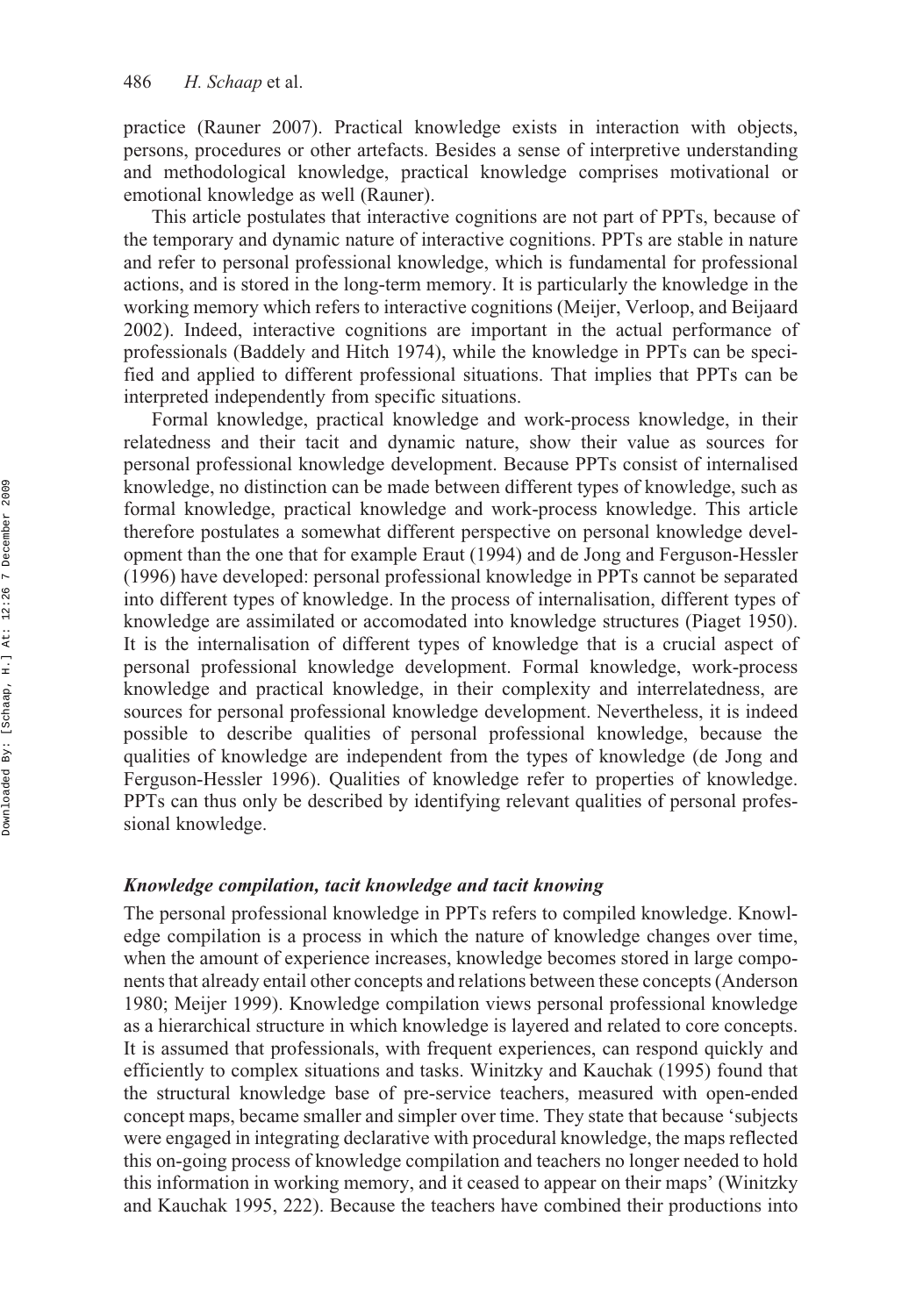practice (Rauner 2007). Practical knowledge exists in interaction with objects, persons, procedures or other artefacts. Besides a sense of interpretive understanding and methodological knowledge, practical knowledge comprises motivational or emotional knowledge as well (Rauner).

This article postulates that interactive cognitions are not part of PPTs, because of the temporary and dynamic nature of interactive cognitions. PPTs are stable in nature and refer to personal professional knowledge, which is fundamental for professional actions, and is stored in the long-term memory. It is particularly the knowledge in the working memory which refers to interactive cognitions (Meijer, Verloop, and Beijaard 2002). Indeed, interactive cognitions are important in the actual performance of professionals (Baddely and Hitch 1974), while the knowledge in PPTs can be specified and applied to different professional situations. That implies that PPTs can be interpreted independently from specific situations.

Formal knowledge, practical knowledge and work-process knowledge, in their relatedness and their tacit and dynamic nature, show their value as sources for personal professional knowledge development. Because PPTs consist of internalised knowledge, no distinction can be made between different types of knowledge, such as formal knowledge, practical knowledge and work-process knowledge. This article therefore postulates a somewhat different perspective on personal knowledge development than the one that for example Eraut (1994) and de Jong and Ferguson-Hessler (1996) have developed: personal professional knowledge in PPTs cannot be separated into different types of knowledge. In the process of internalisation, different types of knowledge are assimilated or accomodated into knowledge structures (Piaget 1950). It is the internalisation of different types of knowledge that is a crucial aspect of personal professional knowledge development. Formal knowledge, work-process knowledge and practical knowledge, in their complexity and interrelatedness, are sources for personal professional knowledge development. Nevertheless, it is indeed possible to describe qualities of personal professional knowledge, because the qualities of knowledge are independent from the types of knowledge (de Jong and Ferguson-Hessler 1996). Qualities of knowledge refer to properties of knowledge. PPTs can thus only be described by identifying relevant qualities of personal professional knowledge.

### *Knowledge compilation, tacit knowledge and tacit knowing*

The personal professional knowledge in PPTs refers to compiled knowledge. Knowledge compilation is a process in which the nature of knowledge changes over time, when the amount of experience increases, knowledge becomes stored in large components that already entail other concepts and relations between these concepts (Anderson 1980; Meijer 1999). Knowledge compilation views personal professional knowledge as a hierarchical structure in which knowledge is layered and related to core concepts. It is assumed that professionals, with frequent experiences, can respond quickly and efficiently to complex situations and tasks. Winitzky and Kauchak (1995) found that the structural knowledge base of pre-service teachers, measured with open-ended concept maps, became smaller and simpler over time. They state that because 'subjects were engaged in integrating declarative with procedural knowledge, the maps reflected this on-going process of knowledge compilation and teachers no longer needed to hold this information in working memory, and it ceased to appear on their maps' (Winitzky and Kauchak 1995, 222). Because the teachers have combined their productions into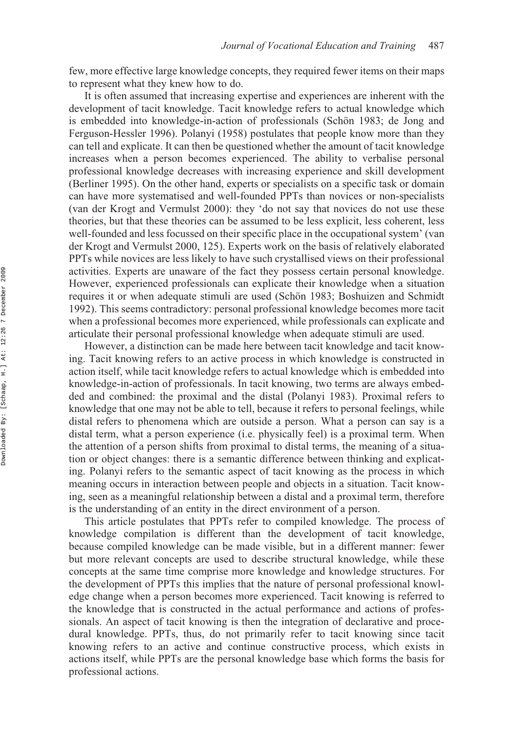few, more effective large knowledge concepts, they required fewer items on their maps to represent what they knew how to do.

It is often assumed that increasing expertise and experiences are inherent with the development of tacit knowledge. Tacit knowledge refers to actual knowledge which is embedded into knowledge-in-action of professionals (Schön 1983; de Jong and Ferguson-Hessler 1996). Polanyi (1958) postulates that people know more than they can tell and explicate. It can then be questioned whether the amount of tacit knowledge increases when a person becomes experienced. The ability to verbalise personal professional knowledge decreases with increasing experience and skill development (Berliner 1995). On the other hand, experts or specialists on a specific task or domain can have more systematised and well-founded PPTs than novices or non-specialists (van der Krogt and Vermulst 2000): they 'do not say that novices do not use these theories, but that these theories can be assumed to be less explicit, less coherent, less well-founded and less focussed on their specific place in the occupational system' (van der Krogt and Vermulst 2000, 125). Experts work on the basis of relatively elaborated PPTs while novices are less likely to have such crystallised views on their professional activities. Experts are unaware of the fact they possess certain personal knowledge. However, experienced professionals can explicate their knowledge when a situation requires it or when adequate stimuli are used (Schön 1983; Boshuizen and Schmidt 1992). This seems contradictory: personal professional knowledge becomes more tacit when a professional becomes more experienced, while professionals can explicate and articulate their personal professional knowledge when adequate stimuli are used.

However, a distinction can be made here between tacit knowledge and tacit knowing. Tacit knowing refers to an active process in which knowledge is constructed in action itself, while tacit knowledge refers to actual knowledge which is embedded into knowledge-in-action of professionals. In tacit knowing, two terms are always embedded and combined: the proximal and the distal (Polanyi 1983). Proximal refers to knowledge that one may not be able to tell, because it refers to personal feelings, while distal refers to phenomena which are outside a person. What a person can say is a distal term, what a person experience (i.e. physically feel) is a proximal term. When the attention of a person shifts from proximal to distal terms, the meaning of a situation or object changes: there is a semantic difference between thinking and explicating. Polanyi refers to the semantic aspect of tacit knowing as the process in which meaning occurs in interaction between people and objects in a situation. Tacit knowing, seen as a meaningful relationship between a distal and a proximal term, therefore is the understanding of an entity in the direct environment of a person.

This article postulates that PPTs refer to compiled knowledge. The process of knowledge compilation is different than the development of tacit knowledge, because compiled knowledge can be made visible, but in a different manner: fewer but more relevant concepts are used to describe structural knowledge, while these concepts at the same time comprise more knowledge and knowledge structures. For the development of PPTs this implies that the nature of personal professional knowledge change when a person becomes more experienced. Tacit knowing is referred to the knowledge that is constructed in the actual performance and actions of professionals. An aspect of tacit knowing is then the integration of declarative and procedural knowledge. PPTs, thus, do not primarily refer to tacit knowing since tacit knowing refers to an active and continue constructive process, which exists in actions itself, while PPTs are the personal knowledge base which forms the basis for professional actions.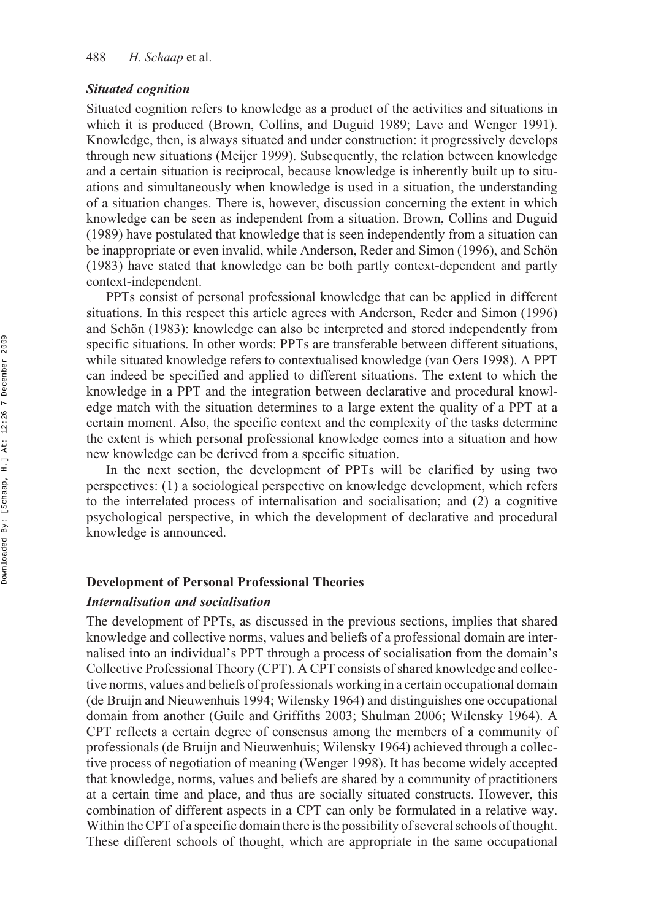### *Situated cognition*

Situated cognition refers to knowledge as a product of the activities and situations in which it is produced (Brown, Collins, and Duguid 1989; Lave and Wenger 1991). Knowledge, then, is always situated and under construction: it progressively develops through new situations (Meijer 1999). Subsequently, the relation between knowledge and a certain situation is reciprocal, because knowledge is inherently built up to situations and simultaneously when knowledge is used in a situation, the understanding of a situation changes. There is, however, discussion concerning the extent in which knowledge can be seen as independent from a situation. Brown, Collins and Duguid (1989) have postulated that knowledge that is seen independently from a situation can be inappropriate or even invalid, while Anderson, Reder and Simon (1996), and Schön (1983) have stated that knowledge can be both partly context-dependent and partly context-independent.

PPTs consist of personal professional knowledge that can be applied in different situations. In this respect this article agrees with Anderson, Reder and Simon (1996) and Schön (1983): knowledge can also be interpreted and stored independently from specific situations. In other words: PPTs are transferable between different situations, while situated knowledge refers to contextualised knowledge (van Oers 1998). A PPT can indeed be specified and applied to different situations. The extent to which the knowledge in a PPT and the integration between declarative and procedural knowledge match with the situation determines to a large extent the quality of a PPT at a certain moment. Also, the specific context and the complexity of the tasks determine the extent is which personal professional knowledge comes into a situation and how new knowledge can be derived from a specific situation.

In the next section, the development of PPTs will be clarified by using two perspectives: (1) a sociological perspective on knowledge development, which refers to the interrelated process of internalisation and socialisation; and (2) a cognitive psychological perspective, in which the development of declarative and procedural knowledge is announced.

## Development of Personal Professional Theories

### *Internalisation and socialisation*

The development of PPTs, as discussed in the previous sections, implies that shared knowledge and collective norms, values and beliefs of a professional domain are internalised into an individual's PPT through a process of socialisation from the domain's Collective Professional Theory (CPT). A CPT consists of shared knowledge and collective norms, values and beliefs of professionals working in a certain occupational domain (de Bruijn and Nieuwenhuis 1994; Wilensky 1964) and distinguishes one occupational domain from another (Guile and Griffiths 2003; Shulman 2006; Wilensky 1964). A CPT reflects a certain degree of consensus among the members of a community of professionals (de Bruijn and Nieuwenhuis; Wilensky 1964) achieved through a collective process of negotiation of meaning (Wenger 1998). It has become widely accepted that knowledge, norms, values and beliefs are shared by a community of practitioners at a certain time and place, and thus are socially situated constructs. However, this combination of different aspects in a CPT can only be formulated in a relative way. Within the CPT of a specific domain there is the possibility of several schools of thought. These different schools of thought, which are appropriate in the same occupational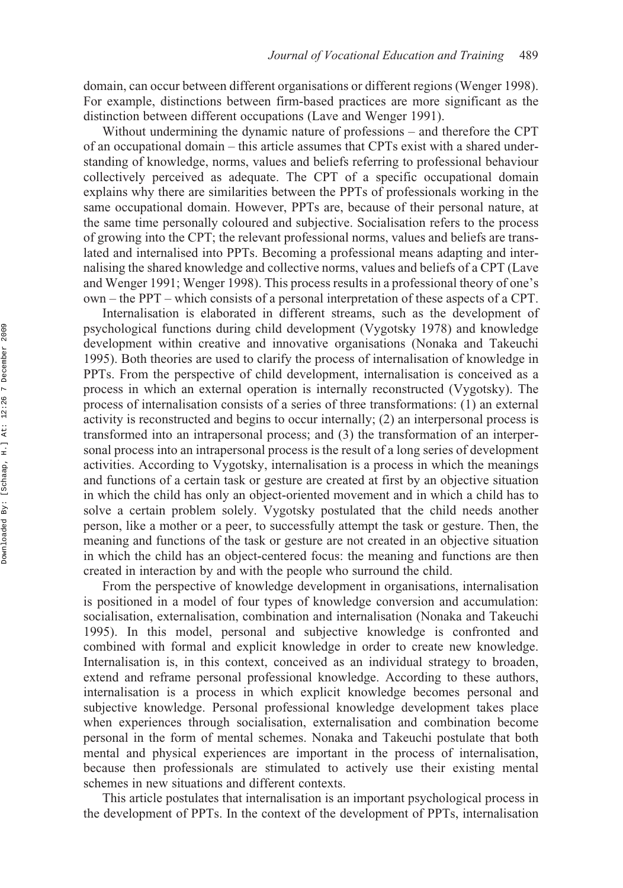domain, can occur between different organisations or different regions (Wenger 1998). For example, distinctions between firm-based practices are more significant as the distinction between different occupations (Lave and Wenger 1991).

Without undermining the dynamic nature of professions – and therefore the CPT of an occupational domain – this article assumes that CPTs exist with a shared understanding of knowledge, norms, values and beliefs referring to professional behaviour collectively perceived as adequate. The CPT of a specific occupational domain explains why there are similarities between the PPTs of professionals working in the same occupational domain. However, PPTs are, because of their personal nature, at the same time personally coloured and subjective. Socialisation refers to the process of growing into the CPT; the relevant professional norms, values and beliefs are translated and internalised into PPTs. Becoming a professional means adapting and internalising the shared knowledge and collective norms, values and beliefs of a CPT (Lave and Wenger 1991; Wenger 1998). This process results in a professional theory of one's own – the PPT – which consists of a personal interpretation of these aspects of a CPT.

Internalisation is elaborated in different streams, such as the development of psychological functions during child development (Vygotsky 1978) and knowledge development within creative and innovative organisations (Nonaka and Takeuchi 1995). Both theories are used to clarify the process of internalisation of knowledge in PPTs. From the perspective of child development, internalisation is conceived as a process in which an external operation is internally reconstructed (Vygotsky). The process of internalisation consists of a series of three transformations: (1) an external activity is reconstructed and begins to occur internally; (2) an interpersonal process is transformed into an intrapersonal process; and (3) the transformation of an interpersonal process into an intrapersonal process is the result of a long series of development activities. According to Vygotsky, internalisation is a process in which the meanings and functions of a certain task or gesture are created at first by an objective situation in which the child has only an object-oriented movement and in which a child has to solve a certain problem solely. Vygotsky postulated that the child needs another person, like a mother or a peer, to successfully attempt the task or gesture. Then, the meaning and functions of the task or gesture are not created in an objective situation in which the child has an object-centered focus: the meaning and functions are then created in interaction by and with the people who surround the child.

From the perspective of knowledge development in organisations, internalisation is positioned in a model of four types of knowledge conversion and accumulation: socialisation, externalisation, combination and internalisation (Nonaka and Takeuchi 1995). In this model, personal and subjective knowledge is confronted and combined with formal and explicit knowledge in order to create new knowledge. Internalisation is, in this context, conceived as an individual strategy to broaden, extend and reframe personal professional knowledge. According to these authors, internalisation is a process in which explicit knowledge becomes personal and subjective knowledge. Personal professional knowledge development takes place when experiences through socialisation, externalisation and combination become personal in the form of mental schemes. Nonaka and Takeuchi postulate that both mental and physical experiences are important in the process of internalisation, because then professionals are stimulated to actively use their existing mental schemes in new situations and different contexts.

This article postulates that internalisation is an important psychological process in the development of PPTs. In the context of the development of PPTs, internalisation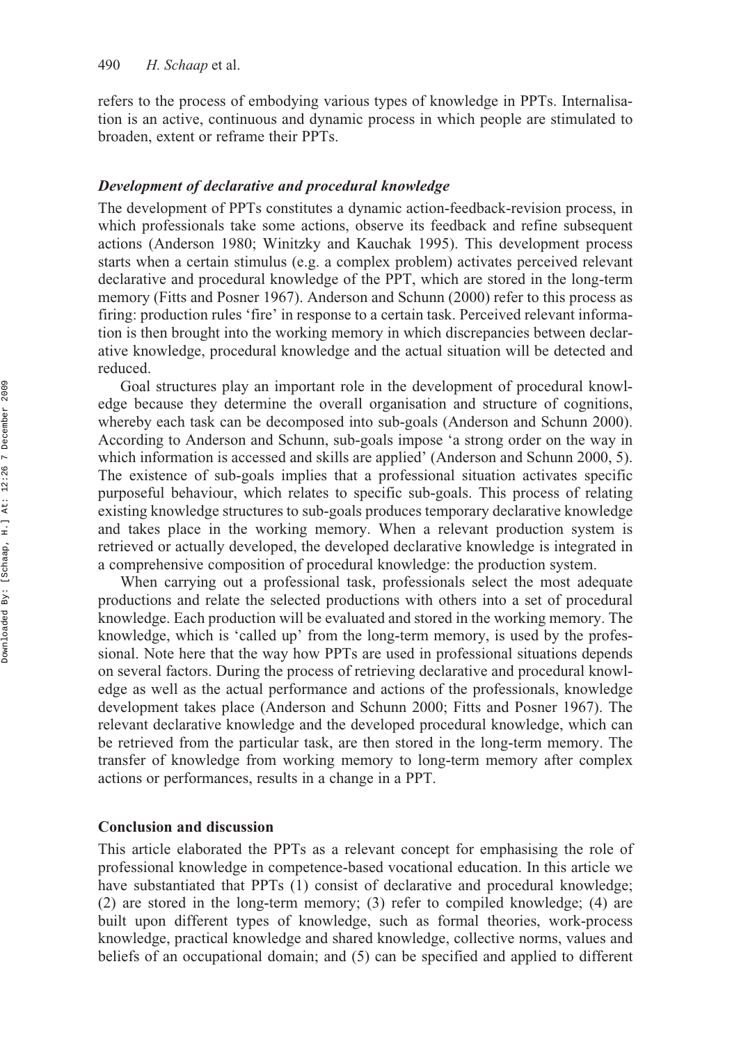refers to the process of embodying various types of knowledge in PPTs. Internalisation is an active, continuous and dynamic process in which people are stimulated to broaden, extent or reframe their PPTs.

### *Development of declarative and procedural knowledge*

The development of PPTs constitutes a dynamic action-feedback-revision process, in which professionals take some actions, observe its feedback and refine subsequent actions (Anderson 1980; Winitzky and Kauchak 1995). This development process starts when a certain stimulus (e.g. a complex problem) activates perceived relevant declarative and procedural knowledge of the PPT, which are stored in the long-term memory (Fitts and Posner 1967). Anderson and Schunn (2000) refer to this process as firing: production rules 'fire' in response to a certain task. Perceived relevant information is then brought into the working memory in which discrepancies between declarative knowledge, procedural knowledge and the actual situation will be detected and reduced.

Goal structures play an important role in the development of procedural knowledge because they determine the overall organisation and structure of cognitions, whereby each task can be decomposed into sub-goals (Anderson and Schunn 2000). According to Anderson and Schunn, sub-goals impose 'a strong order on the way in which information is accessed and skills are applied' (Anderson and Schunn 2000, 5). The existence of sub-goals implies that a professional situation activates specific purposeful behaviour, which relates to specific sub-goals. This process of relating existing knowledge structures to sub-goals produces temporary declarative knowledge and takes place in the working memory. When a relevant production system is retrieved or actually developed, the developed declarative knowledge is integrated in a comprehensive composition of procedural knowledge: the production system.

When carrying out a professional task, professionals select the most adequate productions and relate the selected productions with others into a set of procedural knowledge. Each production will be evaluated and stored in the working memory. The knowledge, which is 'called up' from the long-term memory, is used by the professional. Note here that the way how PPTs are used in professional situations depends on several factors. During the process of retrieving declarative and procedural knowledge as well as the actual performance and actions of the professionals, knowledge development takes place (Anderson and Schunn 2000; Fitts and Posner 1967). The relevant declarative knowledge and the developed procedural knowledge, which can be retrieved from the particular task, are then stored in the long-term memory. The transfer of knowledge from working memory to long-term memory after complex actions or performances, results in a change in a PPT.

## Conclusion and discussion

This article elaborated the PPTs as a relevant concept for emphasising the role of professional knowledge in competence-based vocational education. In this article we have substantiated that PPTs (1) consist of declarative and procedural knowledge; (2) are stored in the long-term memory; (3) refer to compiled knowledge; (4) are built upon different types of knowledge, such as formal theories, work-process knowledge, practical knowledge and shared knowledge, collective norms, values and beliefs of an occupational domain; and (5) can be specified and applied to different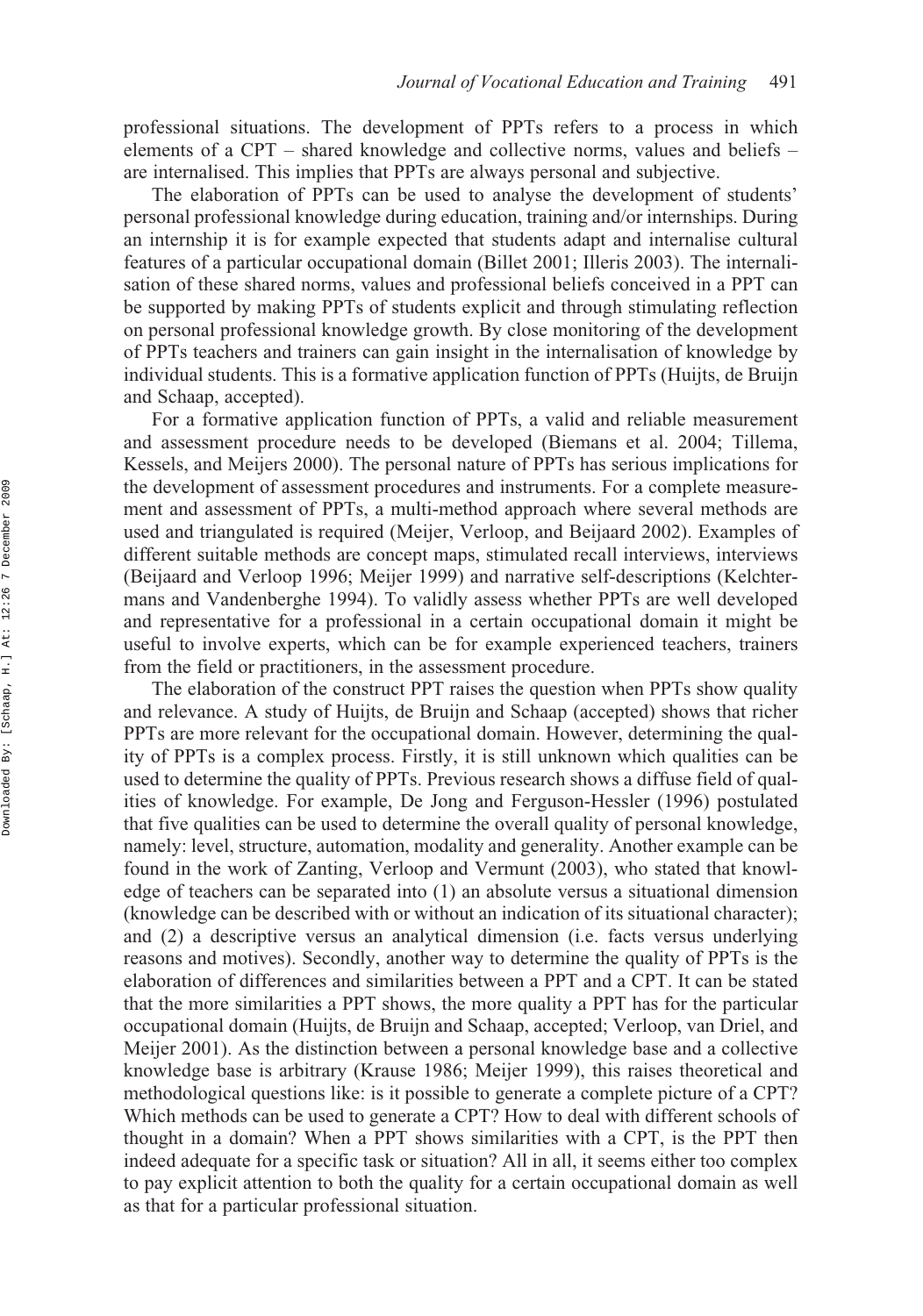professional situations. The development of PPTs refers to a process in which elements of a CPT – shared knowledge and collective norms, values and beliefs – are internalised. This implies that PPTs are always personal and subjective.

The elaboration of PPTs can be used to analyse the development of students' personal professional knowledge during education, training and/or internships. During an internship it is for example expected that students adapt and internalise cultural features of a particular occupational domain (Billet 2001; Illeris 2003). The internalisation of these shared norms, values and professional beliefs conceived in a PPT can be supported by making PPTs of students explicit and through stimulating reflection on personal professional knowledge growth. By close monitoring of the development of PPTs teachers and trainers can gain insight in the internalisation of knowledge by individual students. This is a formative application function of PPTs (Huijts, de Bruijn and Schaap, accepted).

For a formative application function of PPTs, a valid and reliable measurement and assessment procedure needs to be developed (Biemans et al. 2004; Tillema, Kessels, and Meijers 2000). The personal nature of PPTs has serious implications for the development of assessment procedures and instruments. For a complete measurement and assessment of PPTs, a multi-method approach where several methods are used and triangulated is required (Meijer, Verloop, and Beijaard 2002). Examples of different suitable methods are concept maps, stimulated recall interviews, interviews (Beijaard and Verloop 1996; Meijer 1999) and narrative self-descriptions (Kelchtermans and Vandenberghe 1994). To validly assess whether PPTs are well developed and representative for a professional in a certain occupational domain it might be useful to involve experts, which can be for example experienced teachers, trainers from the field or practitioners, in the assessment procedure.

The elaboration of the construct PPT raises the question when PPTs show quality and relevance. A study of Huijts, de Bruijn and Schaap (accepted) shows that richer PPTs are more relevant for the occupational domain. However, determining the quality of PPTs is a complex process. Firstly, it is still unknown which qualities can be used to determine the quality of PPTs. Previous research shows a diffuse field of qualities of knowledge. For example, De Jong and Ferguson-Hessler (1996) postulated that five qualities can be used to determine the overall quality of personal knowledge, namely: level, structure, automation, modality and generality. Another example can be found in the work of Zanting, Verloop and Vermunt (2003), who stated that knowledge of teachers can be separated into (1) an absolute versus a situational dimension (knowledge can be described with or without an indication of its situational character); and (2) a descriptive versus an analytical dimension (i.e. facts versus underlying reasons and motives). Secondly, another way to determine the quality of PPTs is the elaboration of differences and similarities between a PPT and a CPT. It can be stated that the more similarities a PPT shows, the more quality a PPT has for the particular occupational domain (Huijts, de Bruijn and Schaap, accepted; Verloop, van Driel, and Meijer 2001). As the distinction between a personal knowledge base and a collective knowledge base is arbitrary (Krause 1986; Meijer 1999), this raises theoretical and methodological questions like: is it possible to generate a complete picture of a CPT? Which methods can be used to generate a CPT? How to deal with different schools of thought in a domain? When a PPT shows similarities with a CPT, is the PPT then indeed adequate for a specific task or situation? All in all, it seems either too complex to pay explicit attention to both the quality for a certain occupational domain as well as that for a particular professional situation.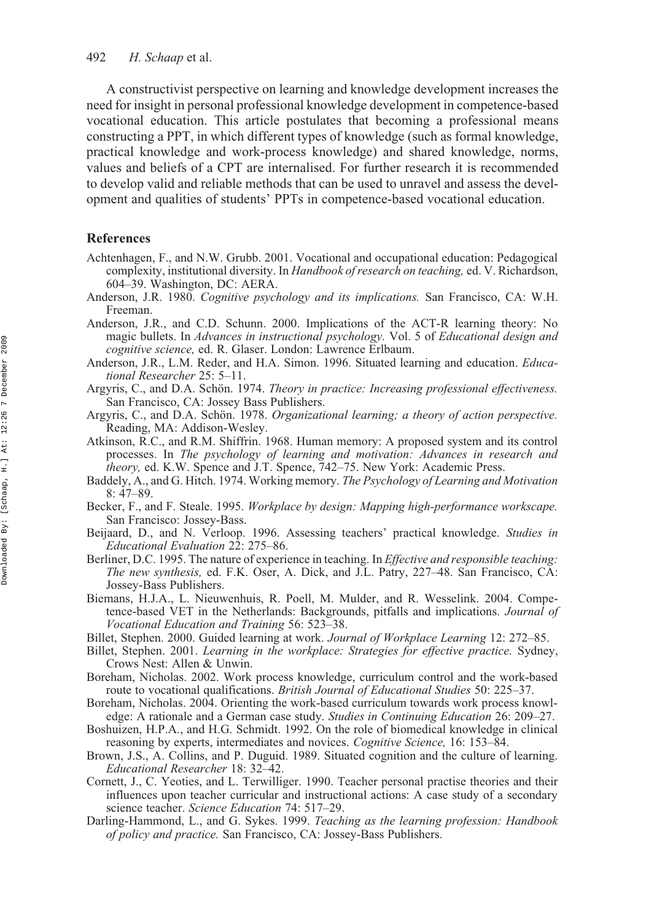A constructivist perspective on learning and knowledge development increases the need for insight in personal professional knowledge development in competence-based vocational education. This article postulates that becoming a professional means constructing a PPT, in which different types of knowledge (such as formal knowledge, practical knowledge and work-process knowledge) and shared knowledge, norms, values and beliefs of a CPT are internalised. For further research it is recommended to develop valid and reliable methods that can be used to unravel and assess the development and qualities of students' PPTs in competence-based vocational education.

## References

Achtenhagen, F., and N.W. Grubb. 2001. Vocational and occupational education: Pedagogical complexity, institutional diversity. In *Handbook of research on teaching,* ed. V. Richardson, 604–39. Washington, DC: AERA.

Anderson, J.R. 1980. *Cognitive psychology and its implications.* San Francisco, CA: W.H. Freeman.

Anderson, J.R., and C.D. Schunn. 2000. Implications of the ACT-R learning theory: No magic bullets. In *Advances in instructional psychology.* Vol. 5 of *Educational design and cognitive science,* ed. R. Glaser. London: Lawrence Erlbaum.

Anderson, J.R., L.M. Reder, and H.A. Simon. 1996. Situated learning and education. *Educational Researcher* 25: 5–11.

Argyris, C., and D.A. Schön. 1974. *Theory in practice: Increasing professional effectiveness.* San Francisco, CA: Jossey Bass Publishers.

Argyris, C., and D.A. Schön. 1978. *Organizational learning; a theory of action perspective.* Reading, MA: Addison-Wesley.

Atkinson, R.C., and R.M. Shiffrin. 1968. Human memory: A proposed system and its control processes. In *The psychology of learning and motivation: Advances in research and theory,* ed. K.W. Spence and J.T. Spence, 742–75. New York: Academic Press.

Baddely, A., and G. Hitch. 1974. Working memory. *The Psychology of Learning and Motivation* 8: 47–89.

Becker, F., and F. Steale. 1995. *Workplace by design: Mapping high-performance workscape.* San Francisco: Jossey-Bass.

Beijaard, D., and N. Verloop. 1996. Assessing teachers' practical knowledge. *Studies in Educational Evaluation* 22: 275–86.

Berliner, D.C. 1995. The nature of experience in teaching. In *Effective and responsible teaching: The new synthesis,* ed. F.K. Oser, A. Dick, and J.L. Patry, 227–48. San Francisco, CA: Jossey-Bass Publishers.

Biemans, H.J.A., L. Nieuwenhuis, R. Poell, M. Mulder, and R. Wesselink. 2004. Competence-based VET in the Netherlands: Backgrounds, pitfalls and implications. *Journal of Vocational Education and Training* 56: 523–38.

Billet, Stephen. 2000. Guided learning at work. *Journal of Workplace Learning* 12: 272–85.

Billet, Stephen. 2001. *Learning in the workplace: Strategies for effective practice.* Sydney, Crows Nest: Allen & Unwin.

Boreham, Nicholas. 2002. Work process knowledge, curriculum control and the work-based route to vocational qualifications. *British Journal of Educational Studies* 50: 225–37.

Boreham, Nicholas. 2004. Orienting the work-based curriculum towards work process knowledge: A rationale and a German case study. *Studies in Continuing Education* 26: 209–27.

Boshuizen, H.P.A., and H.G. Schmidt. 1992. On the role of biomedical knowledge in clinical reasoning by experts, intermediates and novices. *Cognitive Science,* 16: 153–84.

Brown, J.S., A. Collins, and P. Duguid. 1989. Situated cognition and the culture of learning. *Educational Researcher* 18: 32–42.

Cornett, J., C. Yeoties, and L. Terwilliger. 1990. Teacher personal practise theories and their influences upon teacher curricular and instructional actions: A case study of a secondary science teacher. *Science Education* 74: 517–29.

Darling-Hammond, L., and G. Sykes. 1999. *Teaching as the learning profession: Handbook of policy and practice.* San Francisco, CA: Jossey-Bass Publishers.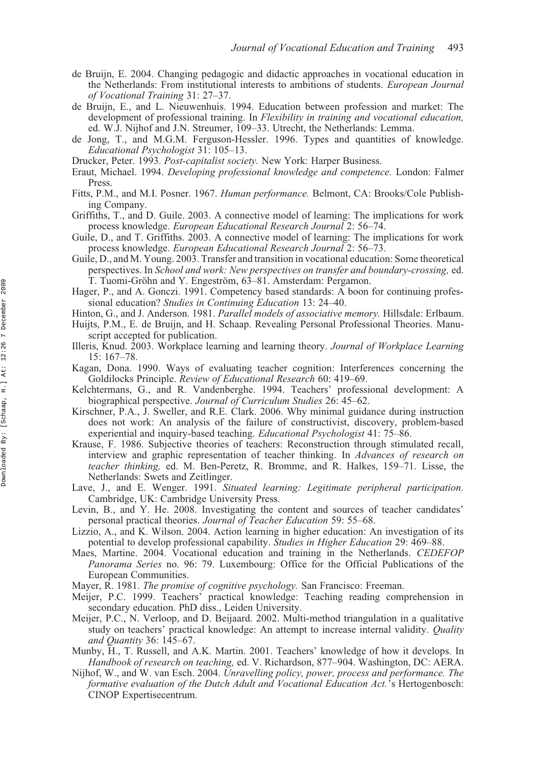de Bruijn, E. 2004. Changing pedagogic and didactic approaches in vocational education in the Netherlands: From institutional interests to ambitions of students. *European Journal of Vocational Training* 31: 27–37.

de Bruijn, E., and L. Nieuwenhuis. 1994. Education between profession and market: The development of professional training. In *Flexibility in training and vocational education,* ed. W.J. Nijhof and J.N. Streumer, 109–33. Utrecht, the Netherlands: Lemma.

de Jong, T., and M.G.M. Ferguson-Hessler. 1996. Types and quantities of knowledge. *Educational Psychologist* 31: 105–13.

Drucker, Peter. 1993. *Post-capitalist society.* New York: Harper Business.

Eraut, Michael. 1994. *Developing professional knowledge and competence.* London: Falmer Press.

Fitts, P.M., and M.I. Posner. 1967. *Human performance.* Belmont, CA: Brooks/Cole Publishing Company.

Griffiths, T., and D. Guile. 2003. A connective model of learning: The implications for work process knowledge. *European Educational Research Journal* 2: 56–74.

Guile, D., and T. Griffiths. 2003. A connective model of learning: The implications for work process knowledge. *European Educational Research Journal* 2: 56–73.

Guile, D., and M. Young. 2003. Transfer and transition in vocational education: Some theoretical perspectives. In *School and work: New perspectives on transfer and boundary-crossing,* ed. T. Tuomi-Gröhn and Y. Engeström, 63–81. Amsterdam: Pergamon.

Hager, P., and A. Gonczi. 1991. Competency based standards: A boon for continuing professional education? *Studies in Continuing Education* 13: 24–40.

Hinton, G., and J. Anderson. 1981. *Parallel models of associative memory.* Hillsdale: Erlbaum.

Huijts, P.M., E. de Bruijn, and H. Schaap. Revealing Personal Professional Theories. Manuscript accepted for publication.

Illeris, Knud. 2003. Workplace learning and learning theory. *Journal of Workplace Learning* 15: 167–78.

Kagan, Dona. 1990. Ways of evaluating teacher cognition: Interferences concerning the Goldilocks Principle. *Review of Educational Research* 60: 419–69.

Kelchtermans, G., and R. Vandenberghe. 1994. Teachers' professional development: A biographical perspective. *Journal of Curriculum Studies* 26: 45–62.

Kirschner, P.A., J. Sweller, and R.E. Clark. 2006. Why minimal guidance during instruction does not work: An analysis of the failure of constructivist, discovery, problem-based experiential and inquiry-based teaching. *Educational Psychologist* 41: 75–86.

Krause, F. 1986. Subjective theories of teachers: Reconstruction through stimulated recall, interview and graphic representation of teacher thinking. In *Advances of research on teacher thinking,* ed. M. Ben-Peretz, R. Bromme, and R. Halkes, 159–71. Lisse, the Netherlands: Swets and Zeitlinger.

Lave, J., and E. Wenger. 1991. *Situated learning: Legitimate peripheral participation.* Cambridge, UK: Cambridge University Press.

Levin, B., and Y. He. 2008. Investigating the content and sources of teacher candidates' personal practical theories. *Journal of Teacher Education* 59: 55–68.

Lizzio, A., and K. Wilson. 2004. Action learning in higher education: An investigation of its potential to develop professional capability. *Studies in Higher Education* 29: 469–88.

Maes, Martine. 2004. Vocational education and training in the Netherlands. *CEDEFOP Panorama Series* no. 96: 79. Luxembourg: Office for the Official Publications of the European Communities.

Mayer, R. 1981. *The promise of cognitive psychology.* San Francisco: Freeman.

Meijer, P.C. 1999. Teachers' practical knowledge: Teaching reading comprehension in secondary education. PhD diss., Leiden University.

Meijer, P.C., N. Verloop, and D. Beijaard. 2002. Multi-method triangulation in a qualitative study on teachers' practical knowledge: An attempt to increase internal validity. *Quality and Quantity* 36: 145–67.

Munby, H., T. Russell, and A.K. Martin. 2001. Teachers' knowledge of how it develops. In *Handbook of research on teaching,* ed. V. Richardson, 877–904. Washington, DC: AERA.

Nijhof, W., and W. van Esch. 2004. *Unravelling policy, power, process and performance. The formative evaluation of the Dutch Adult and Vocational Education Act.*'s Hertogenbosch: CINOP Expertisecentrum.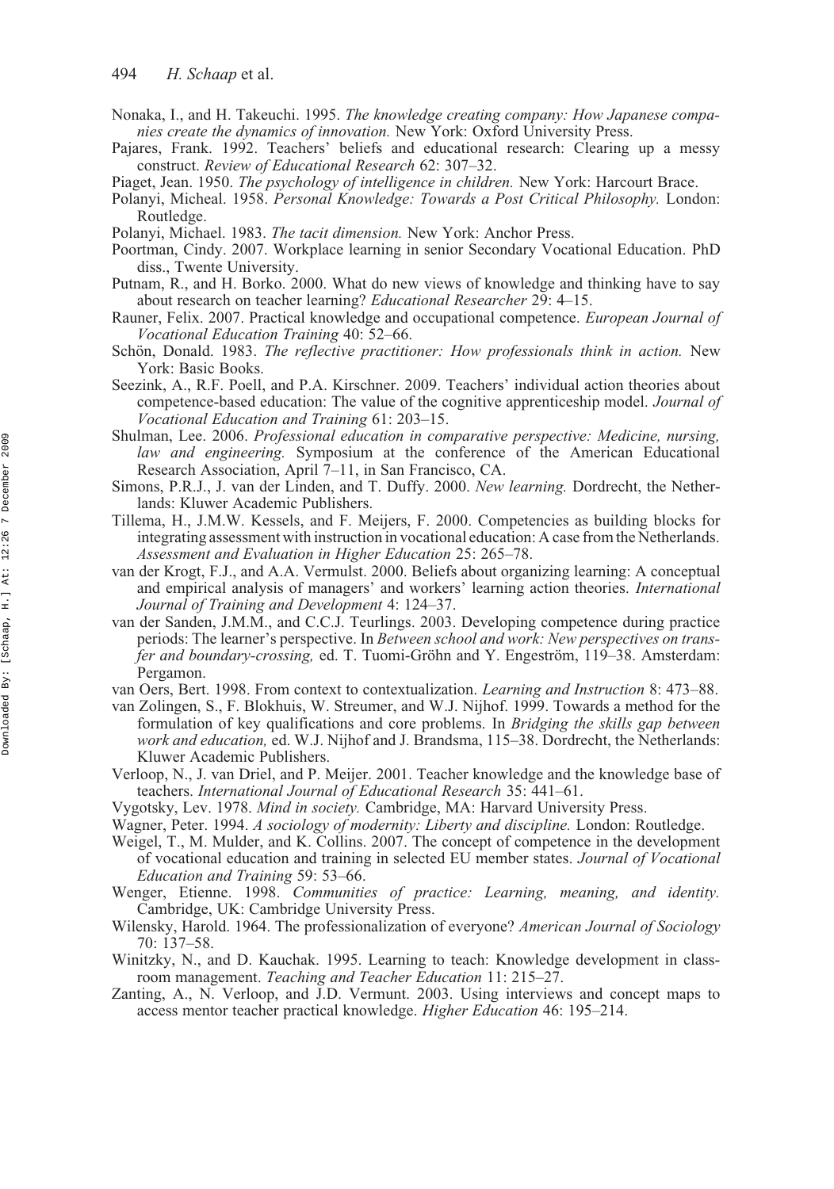Nonaka, I., and H. Takeuchi. 1995. *The knowledge creating company: How Japanese companies create the dynamics of innovation.* New York: Oxford University Press.

Pajares, Frank. 1992. Teachers' beliefs and educational research: Clearing up a messy construct. *Review of Educational Research* 62: 307–32.

Piaget, Jean. 1950. *The psychology of intelligence in children.* New York: Harcourt Brace.

Polanyi, Micheal. 1958. *Personal Knowledge: Towards a Post Critical Philosophy.* London: Routledge.

Polanyi, Michael. 1983. *The tacit dimension.* New York: Anchor Press.

Poortman, Cindy. 2007. Workplace learning in senior Secondary Vocational Education. PhD diss., Twente University.

Putnam, R., and H. Borko. 2000. What do new views of knowledge and thinking have to say about research on teacher learning? *Educational Researcher* 29: 4–15.

Rauner, Felix. 2007. Practical knowledge and occupational competence. *European Journal of Vocational Education Training* 40: 52–66.

Schön, Donald. 1983. *The reflective practitioner: How professionals think in action.* New York: Basic Books.

Seezink, A., R.F. Poell, and P.A. Kirschner. 2009. Teachers' individual action theories about competence-based education: The value of the cognitive apprenticeship model. *Journal of Vocational Education and Training* 61: 203–15.

Shulman, Lee. 2006. *Professional education in comparative perspective: Medicine, nursing, law and engineering.* Symposium at the conference of the American Educational Research Association, April 7–11, in San Francisco, CA.

Simons, P.R.J., J. van der Linden, and T. Duffy. 2000. *New learning.* Dordrecht, the Netherlands: Kluwer Academic Publishers.

Tillema, H., J.M.W. Kessels, and F. Meijers, F. 2000. Competencies as building blocks for integrating assessment with instruction in vocational education: A case from the Netherlands. *Assessment and Evaluation in Higher Education* 25: 265–78.

van der Krogt, F.J., and A.A. Vermulst. 2000. Beliefs about organizing learning: A conceptual and empirical analysis of managers' and workers' learning action theories. *International Journal of Training and Development* 4: 124–37.

van der Sanden, J.M.M., and C.C.J. Teurlings. 2003. Developing competence during practice periods: The learner's perspective. In *Between school and work: New perspectives on transfer and boundary-crossing,* ed. T. Tuomi-Gröhn and Y. Engeström, 119–38. Amsterdam: Pergamon.

van Oers, Bert. 1998. From context to contextualization. *Learning and Instruction* 8: 473–88.

van Zolingen, S., F. Blokhuis, W. Streumer, and W.J. Nijhof. 1999. Towards a method for the formulation of key qualifications and core problems. In *Bridging the skills gap between work and education,* ed. W.J. Nijhof and J. Brandsma, 115–38. Dordrecht, the Netherlands: Kluwer Academic Publishers.

Verloop, N., J. van Driel, and P. Meijer. 2001. Teacher knowledge and the knowledge base of teachers. *International Journal of Educational Research* 35: 441–61.

Vygotsky, Lev. 1978. *Mind in society.* Cambridge, MA: Harvard University Press.

Wagner, Peter. 1994. *A sociology of modernity: Liberty and discipline.* London: Routledge.

Weigel, T., M. Mulder, and K. Collins. 2007. The concept of competence in the development of vocational education and training in selected EU member states. *Journal of Vocational Education and Training* 59: 53–66.

Wenger, Etienne. 1998. *Communities of practice: Learning, meaning, and identity.* Cambridge, UK: Cambridge University Press.

Wilensky, Harold. 1964. The professionalization of everyone? *American Journal of Sociology* 70: 137–58.

Winitzky, N., and D. Kauchak. 1995. Learning to teach: Knowledge development in classroom management. *Teaching and Teacher Education* 11: 215–27.

Zanting, A., N. Verloop, and J.D. Vermunt. 2003. Using interviews and concept maps to access mentor teacher practical knowledge. *Higher Education* 46: 195–214.